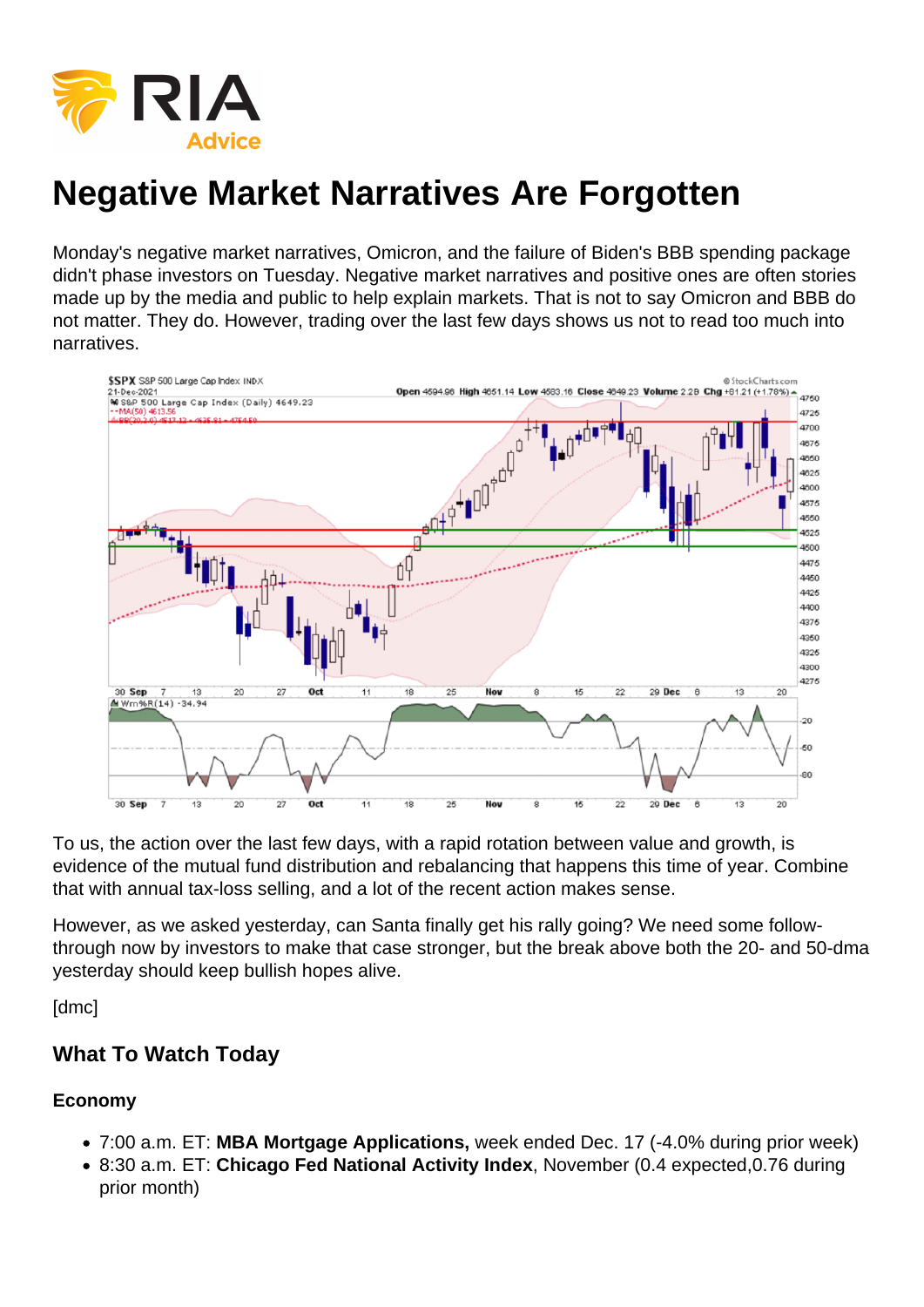# Negative Market Narratives Are Forgotten

Monday's negative market narratives, Omicron, and the failure of Biden's BBB spending package didn't phase investors on Tuesday. Negative market narratives and positive ones are often stories made up by the media and public to help explain markets. That is not to say Omicron and BBB do not matter. They do. However, trading over the last few days shows us not to read too much into narratives.

To us, the action over the last few days, with a rapid rotation between value and growth, is evidence of the mutual fund distribution and rebalancing that happens this time of year. Combine that with annual tax-loss selling, and a lot of the recent action makes sense.

However, as we asked yesterday, can Santa finally get his rally going? We need some follow-through now by investors to make that case stronger, but the break above both the 20- and 50-dma yesterday should keep bullish hopes alive.

[dmc]

## What To Watch Today

### Economy

- 7:00 a.m. ET: **MBA Mortgage Applications,** week ended Dec. 17 (-4.0% during prior week)
- 8:30 a.m. ET: **Chicago Fed National Activity Index**, November (0.4 expected,0.76 during prior month)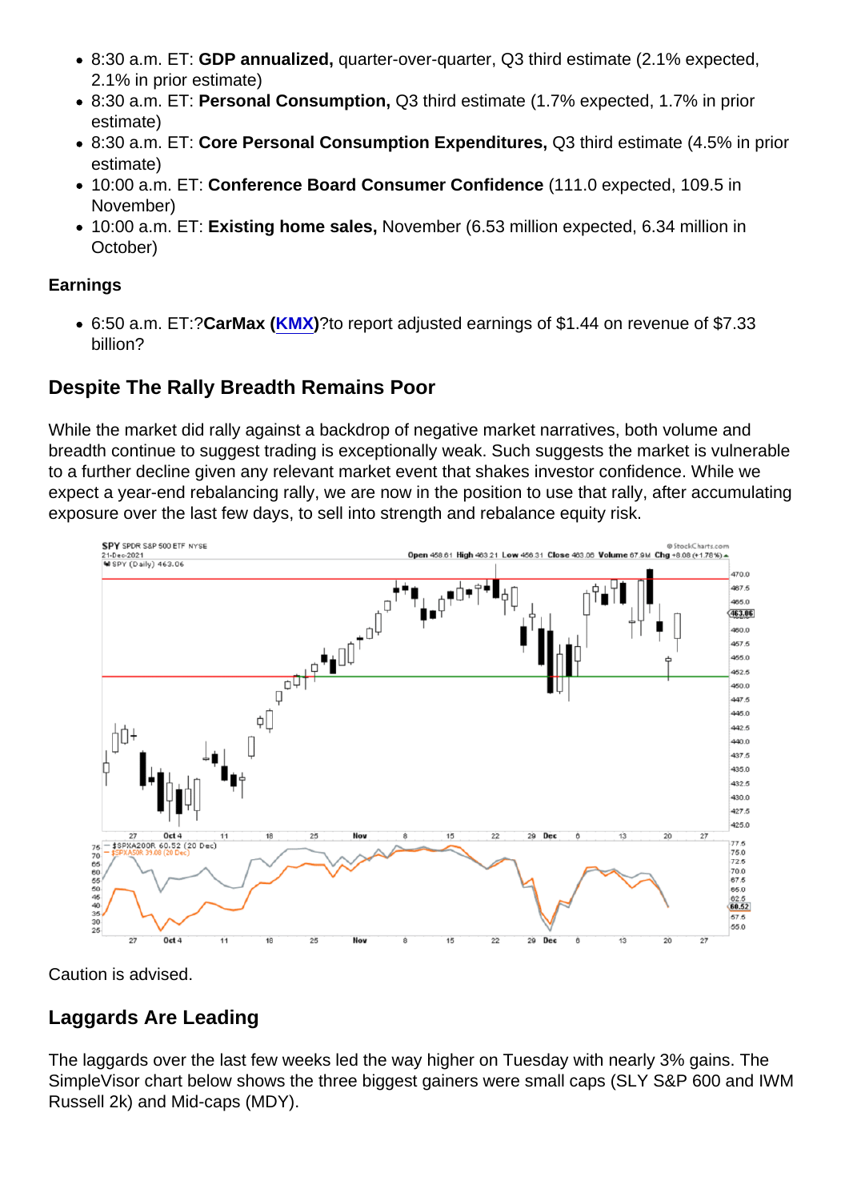- 8:30 a.m. ET: **GDP annualized,** quarter-over-quarter, Q3 third estimate (2.1% expected, 2.1% in prior estimate)
- 8:30 a.m. ET: **Personal Consumption,** Q3 third estimate (1.7% expected, 1.7% in prior estimate)
- 8:30 a.m. ET: **Core Personal Consumption Expenditures,** Q3 third estimate (4.5% in prior estimate)
- 10:00 a.m. ET: **Conference Board Consumer Confidence** (111.0 expected, 109.5 in November)
- 10:00 a.m. ET: **Existing home sales,** November (6.53 million expected, 6.34 million in October)

**Earnings**

- 6:50 a.m. ET:?**CarMax (KMX)**?to report adjusted earnings of $1.44 on revenue of $7.33 billion?

## Despite The Rally Breadth Remains Poor

While the market did rally against a backdrop of negative market narratives, both volume and breadth continue to suggest trading is exceptionally weak. Such suggests the market is vulnerable to a further decline given any relevant market event that shakes investor confidence. While we expect a year-end rebalancing rally, we are now in the position to use that rally, after accumulating exposure over the last few days, to sell into strength and rebalance equity risk.

Caution is advised.

## Laggards Are Leading

The laggards over the last few weeks led the way higher on Tuesday with nearly 3% gains. The SimpleVisor chart below shows the three biggest gainers were small caps (SLY S&P 600 and IWM Russell 2k) and Mid-caps (MDY).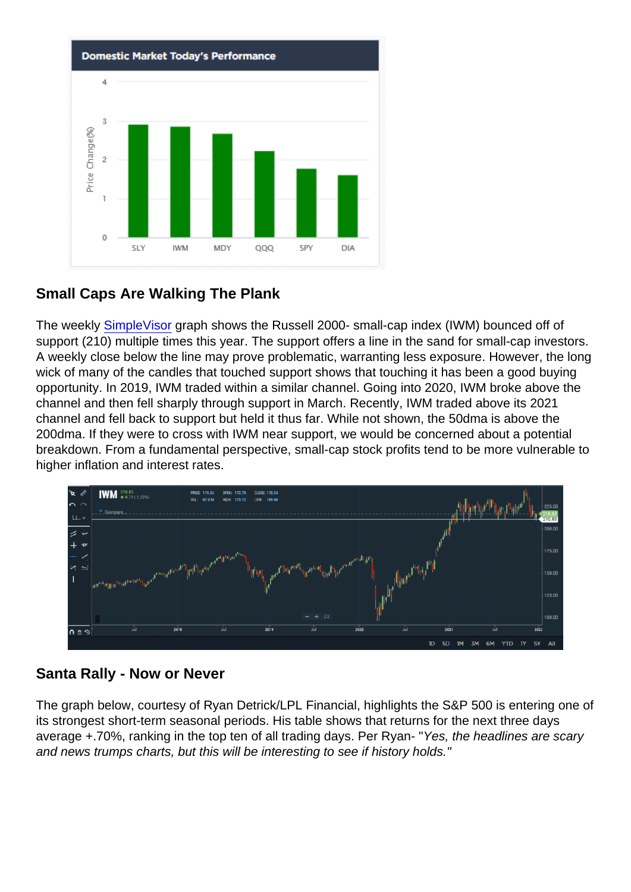## Small Caps Are Walking The Plank

The weekly [SimpleVisor](SimpleVisor) graph shows the Russell 2000- small-cap index (IWM) bounced off of support (210) multiple times this year. The support offers a line in the sand for small-cap investors. A weekly close below the line may prove problematic, warranting less exposure. However, the long wick of many of the candles that touched support shows that touching it has been a good buying opportunity. In 2019, IWM traded within a similar channel. Going into 2020, IWM broke above the channel and then fell sharply through support in March. Recently, IWM traded above its 2021 channel and fell back to support but held it thus far. While not shown, the 50dma is above the 200dma. If they were to cross with IWM near support, we would be concerned about a potential breakdown. From a fundamental perspective, small-cap stock profits tend to be more vulnerable to higher inflation and interest rates.

## Santa Rally - Now or Never

The graph below, courtesy of Ryan Detrick/LPL Financial, highlights the S&P 500 is entering one of its strongest short-term seasonal periods. His table shows that returns for the next three days average +.70%, ranking in the top ten of all trading days. Per Ryan- "*Yes, the headlines are scary and news trumps charts, but this will be interesting to see if history holds.*"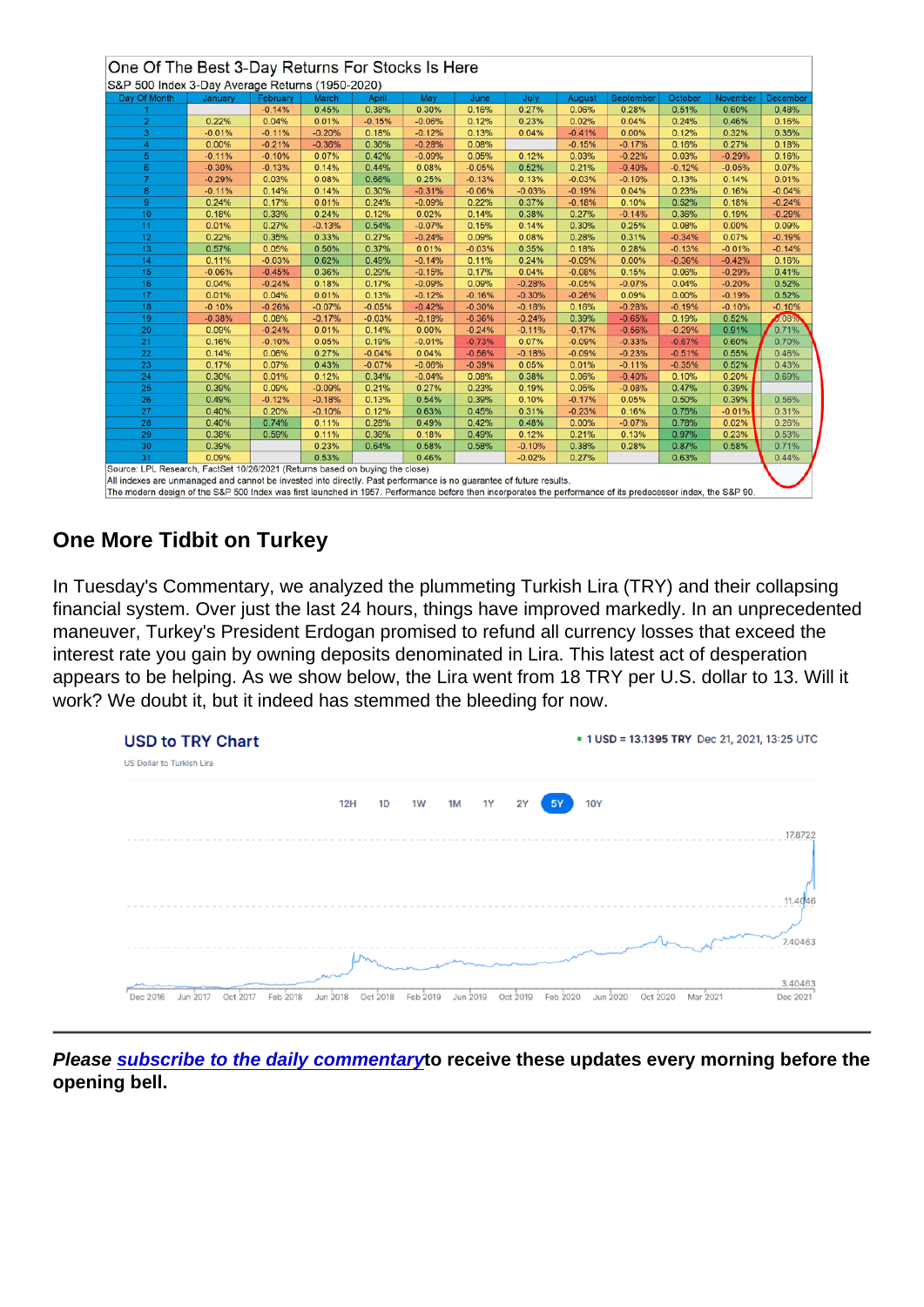One Of The Best 3-Day Returns For Stocks Is Here

S&P 500 Index 3-Day Average Returns (1950-2020)

| Day Of Month | January | February | March | April | May | June | July | August | September | October | November | December |
|---|---|---|---|---|---|---|---|---|---|---|---|---|
| 1 | | -0.14% | 0.45% | 0.38% | 0.30% | 0.16% | 0.27% | 0.06% | 0.28% | 0.51% | 0.60% | 0.48% |
| 2 | 0.22% | 0.04% | 0.01% | -0.15% | -0.06% | 0.12% | 0.23% | 0.02% | 0.04% | 0.24% | 0.46% | 0.16% |
| 3 | -0.01% | -0.11% | -0.20% | 0.18% | -0.12% | 0.13% | 0.04% | -0.41% | 0.00% | 0.12% | 0.32% | 0.35% |
| 4 | 0.00% | -0.21% | -0.36% | 0.36% | -0.28% | 0.08% | | -0.15% | -0.17% | 0.16% | 0.27% | 0.18% |
| 5 | -0.11% | -0.10% | 0.07% | 0.42% | -0.09% | 0.05% | 0.12% | 0.03% | -0.22% | 0.03% | -0.29% | 0.16% |
| 6 | -0.30% | -0.13% | 0.14% | 0.44% | 0.08% | -0.05% | 0.52% | 0.21% | -0.40% | -0.12% | -0.05% | 0.07% |
| 7 | -0.29% | 0.03% | 0.08% | 0.66% | 0.25% | -0.13% | 0.13% | -0.03% | -0.10% | 0.13% | 0.14% | 0.01% |
| 8 | -0.11% | 0.14% | 0.14% | 0.30% | -0.31% | -0.06% | -0.03% | -0.19% | 0.04% | 0.23% | 0.16% | -0.04% |
| 9 | 0.24% | 0.17% | 0.01% | 0.24% | -0.09% | 0.22% | 0.37% | -0.16% | 0.10% | 0.52% | 0.18% | -0.24% |
| 10 | 0.16% | 0.33% | 0.24% | 0.12% | 0.02% | 0.14% | 0.38% | 0.27% | -0.14% | 0.36% | 0.19% | -0.29% |
| 11 | 0.01% | 0.27% | -0.13% | 0.54% | -0.07% | 0.15% | 0.14% | 0.30% | 0.25% | 0.08% | 0.00% | 0.09% |
| 12 | 0.22% | 0.35% | 0.33% | 0.27% | -0.24% | 0.09% | 0.08% | 0.28% | 0.31% | -0.34% | 0.07% | -0.19% |
| 13 | 0.57% | 0.05% | 0.50% | 0.37% | 0.01% | -0.03% | 0.35% | 0.18% | 0.28% | -0.13% | -0.01% | -0.14% |
| 14 | 0.11% | -0.03% | 0.62% | 0.49% | -0.14% | 0.11% | 0.24% | -0.09% | 0.00% | -0.36% | -0.42% | 0.16% |
| 15 | -0.06% | -0.45% | 0.36% | 0.29% | -0.15% | 0.17% | 0.04% | -0.08% | 0.15% | 0.06% | -0.29% | 0.41% |
| 16 | 0.04% | -0.24% | 0.18% | 0.17% | -0.09% | 0.09% | -0.28% | -0.05% | -0.07% | 0.04% | -0.20% | 0.52% |
| 17 | 0.01% | 0.04% | 0.01% | 0.13% | -0.12% | -0.16% | -0.30% | -0.26% | 0.09% | 0.00% | -0.19% | 0.52% |
| 18 | -0.10% | -0.26% | -0.07% | -0.05% | -0.42% | -0.30% | -0.18% | 0.16% | -0.28% | -0.19% | -0.10% | -0.10% |
| 19 | -0.38% | 0.06% | -0.17% | -0.03% | -0.18% | -0.36% | -0.24% | 0.39% | -0.65% | 0.19% | 0.52% | 0.08% |
| 20 | 0.09% | -0.24% | 0.01% | 0.14% | 0.00% | -0.24% | -0.11% | -0.17% | -0.56% | -0.29% | 0.91% | 0.71% |
| 21 | 0.16% | -0.10% | 0.05% | 0.19% | -0.01% | -0.73% | 0.07% | -0.09% | -0.33% | -0.67% | 0.60% | 0.70% |
| 22 | 0.14% | 0.06% | 0.27% | -0.04% | 0.04% | -0.56% | -0.18% | -0.09% | -0.23% | -0.51% | 0.55% | 0.46% |
| 23 | 0.17% | 0.07% | 0.43% | -0.07% | -0.06% | -0.39% | 0.05% | 0.01% | -0.11% | -0.35% | 0.52% | 0.43% |
| 24 | 0.30% | 0.01% | 0.12% | 0.34% | -0.04% | 0.08% | 0.38% | 0.06% | -0.40% | 0.10% | 0.20% | 0.69% |
| 25 | 0.39% | 0.09% | -0.09% | 0.21% | 0.27% | 0.23% | 0.19% | 0.05% | -0.08% | 0.47% | 0.39% | |
| 26 | 0.49% | -0.12% | -0.18% | 0.13% | 0.54% | 0.39% | 0.10% | -0.17% | 0.05% | 0.50% | 0.39% | 0.56% |
| 27 | 0.40% | 0.20% | -0.10% | 0.12% | 0.63% | 0.45% | 0.31% | -0.23% | 0.16% | 0.75% | -0.01% | 0.31% |
| 28 | 0.40% | 0.74% | 0.11% | 0.28% | 0.49% | 0.42% | 0.48% | 0.00% | -0.07% | 0.78% | 0.02% | 0.26% |
| 29 | 0.38% | 0.59% | 0.11% | 0.36% | 0.18% | 0.49% | 0.12% | 0.21% | 0.13% | 0.97% | 0.23% | 0.53% |
| 30 | 0.39% | | 0.23% | 0.64% | 0.58% | 0.58% | -0.10% | 0.38% | 0.28% | 0.87% | 0.58% | 0.71% |
| 31 | 0.09% | | 0.53% | | 0.46% | | -0.02% | 0.27% | | 0.63% | | 0.44% |

Source: LPL Research, FactSet 10/26/2021 (Returns based on buying the close)

All indexes are unmanaged and cannot be invested into directly. Past performance is no guarantee of future results.

The modern design of the S&P 500 Index was first launched in 1957. Performance before then incorporates the performance of its predecessor index, the S&P 90.

## One More Tidbit on Turkey

In Tuesday's Commentary, we analyzed the plummeting Turkish Lira (TRY) and their collapsing financial system. Over just the last 24 hours, things have improved markedly. In an unprecedented maneuver, Turkey's President Erdogan promised to refund all currency losses that exceed the interest rate you gain by owning deposits denominated in Lira. This latest act of desperation appears to be helping. As we show below, the Lira went from 18 TRY per U.S. dollar to 13. Will it work? We doubt it, but it indeed has stemmed the bleeding for now.

USD to TRY Chart

US Dollar to Turkish Lira

• 1 USD = 13.1395 TRY Dec 21, 2021, 13:25 UTC

12H 1D 1W 1M 1Y 2Y 5Y 10Y

17.8722

11.4046

7.40463

3.40463

Dec 2016 Jun 2017 Oct 2017 Feb 2018 Jun 2018 Oct 2018 Feb 2019 Jun 2019 Oct 2019 Feb 2020 Jun 2020 Oct 2020 Mar 2021 Dec 2021

---

***Please [subscribe to the daily commentary](#)*** **to receive these updates every morning before the opening bell.**